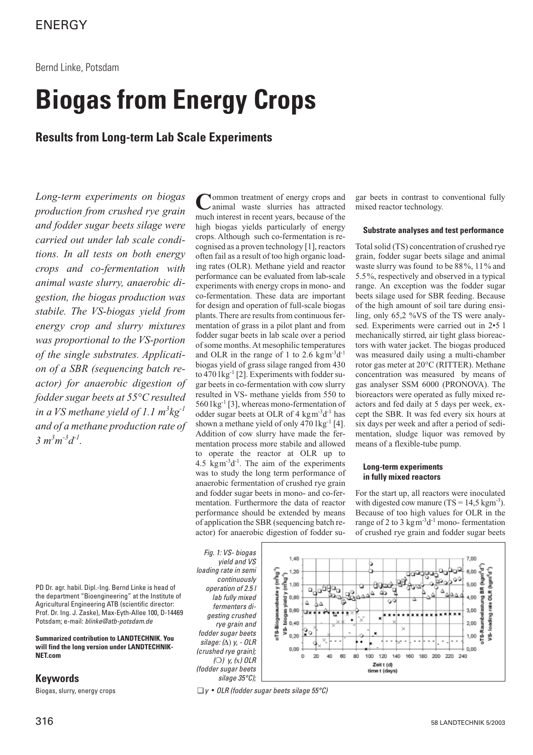ENERGY

Bernd Linke, Potsdam

# Biogas from Energy Crops

## Results from Long-term Lab Scale Experiments

*Long-term experiments on biogas production from crushed rye grain and fodder sugar beets silage were carried out under lab scale conditions. In all tests on both energy crops and co-fermentation with animal waste slurry, anaerobic digestion, the biogas production was stabile. The VS-biogas yield from energy crop and slurry mixtures was proportional to the VS-portion of the single substrates. Application of a SBR (sequencing batch reactor) for anaerobic digestion of fodder sugar beets at 55°C resulted in a VS methane yield of 1.1 $m^3kg^{-1}$ and of a methane production rate of 3 $m^3m^{-3}d^{-1}$.*

PD Dr. agr. habil. Dipl.-Ing. Bernd Linke is head of the department "Bioengineering" at the Institute of Agricultural Engineering ATB (scientific director: Prof. Dr. Ing. J. Zaske), Max-Eyth-Allee 100, D-14469 Potsdam; e-mail: *blinke@atb-potsdam.de*

**Summarized contribution to LANDTECHNIK. You will find the long version under LANDTECHNIK-NET.com**

### Keywords

Biogas, slurry, energy crops

Common treatment of energy crops and animal waste slurries has attracted much interest in recent years, because of the high biogas yields particularly of energy crops. Although such co-fermentation is recognised as a proven technology [1], reactors often fail as a result of too high organic loading rates (OLR). Methane yield and reactor performance can be evaluated from lab-scale experiments with energy crops in mono- and co-fermentation. These data are important for design and operation of full-scale biogas plants. There are results from continuous fermentation of grass in a pilot plant and from fodder sugar beets in lab scale over a period of some months. At mesophilic temperatures and OLR in the range of 1 to 2.6 $kgm^{-3}d^{-1}$ biogas yield of grass silage ranged from 430 to 470 $lkg^{-1}$ [2]. Experiments with fodder sugar beets in co-fermentation with cow slurry resulted in VS- methane yields from 550 to 560 $lkg^{-1}$ [3], whereas mono-fermentation of odder sugar beets at OLR of 4 $kgm^{-3}d^{-1}$ has shown a methane yield of only 470 $lkg^{-1}$ [4]. Addition of cow slurry have made the fermentation process more stabile and allowed to operate the reactor at OLR up to 4.5 $kgm^{-3}d^{-1}$. The aim of the experiments was to study the long term performance of anaerobic fermentation of crushed rye grain and fodder sugar beets in mono- and co-fermentation. Furthermore the data of reactor performance should be extended by means of application the SBR (sequencing batch reactor) for anaerobic digestion of fodder sugar beets in contrast to conventional fully mixed reactor technology.

#### Substrate analyses and test performance

Total solid (TS) concentration of crushed rye grain, fodder sugar beets silage and animal waste slurry was found to be 88%, 11% and 5.5%, respectively and observed in a typical range. An exception was the fodder sugar beets silage used for SBR feeding. Because of the high amount of soil tare during ensiling, only 65,2 %VS of the TS were analysed. Experiments were carried out in 2•5 l mechanically stirred, air tight glass bioreactors with water jacket. The biogas produced was measured daily using a multi-chamber rotor gas meter at 20°C (RITTER). Methane concentration was measured by means of gas analyser SSM 6000 (PRONOVA). The bioreactors were operated as fully mixed reactors and fed daily at 5 days per week, except the SBR. It was fed every six hours at six days per week and after a period of sedimentation, sludge liquor was removed by means of a flexible-tube pump.

#### Long-term experiments in fully mixed reactors

For the start up, all reactors were inoculated with digested cow manure (TS = 14,5 $kgm^{-3}$). Because of too high values for OLR in the range of 2 to 3 $kgm^{-3}d^{-1}$ mono- fermentation of crushed rye grain and fodder sugar beets

*Fig. 1: VS- biogas yield and VS loading rate in semi continuously operation of 2.5 l lab fully mixed fermenters digesting crushed rye grain and fodder sugar beets silage: (∆) y, - OLR (crushed rye grain); (○) y, (x) OLR (fodder sugar beets silage 35°C); ❑ y • OLR (fodder sugar beets silage 55°C)*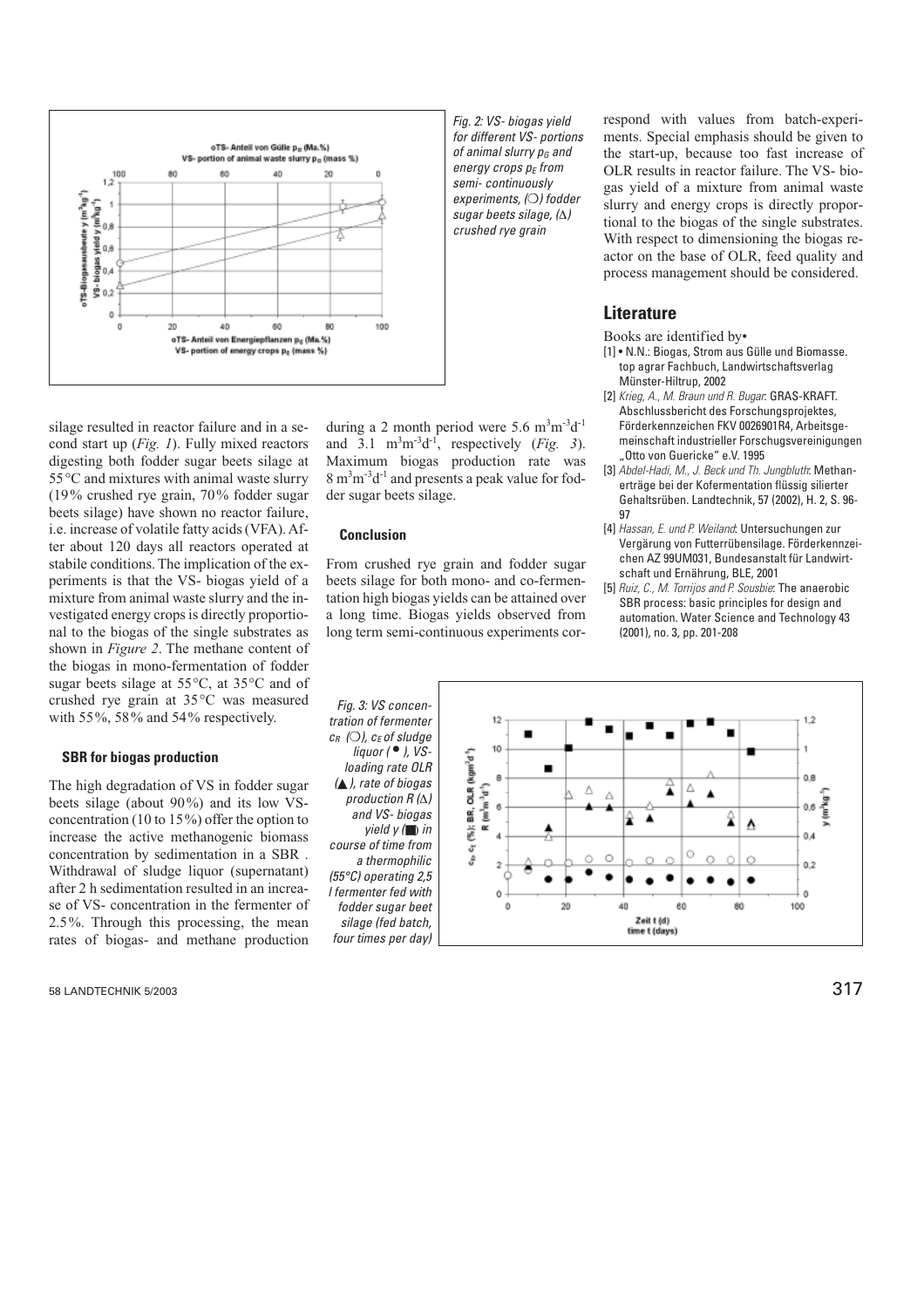oTS- Anteil von Gülle $p_G$ (Ma.%)
VS- portion of animal waste slurry $p_G$ (mass %)
100 80 60 40 20 0
oTS-Biogasausbeute y (m³kg⁻¹)
VS- biogas yield y (m³kg⁻¹)
1,2 1 0,8 0,6 0,4 0,2 0
0 20 40 60 80 100
oTS- Anteil von Energiepflanzen $p_E$ (Ma.%)
VS- portion of energy crops $p_E$ (mass %)

*Fig. 2: VS- biogas yield for different VS- portions of animal slurry $p_G$ and energy crops $p_E$ from semi- continuously experiments, (○) fodder sugar beets silage, (Δ) crushed rye grain*

silage resulted in reactor failure and in a second start up (*Fig. 1*). Fully mixed reactors digesting both fodder sugar beets silage at 55 °C and mixtures with animal waste slurry (19% crushed rye grain, 70% fodder sugar beets silage) have shown no reactor failure, i.e. increase of volatile fatty acids (VFA). After about 120 days all reactors operated at stabile conditions. The implication of the experiments is that the VS- biogas yield of a mixture from animal waste slurry and the investigated energy crops is directly proportional to the biogas of the single substrates as shown in *Figure 2*. The methane content of the biogas in mono-fermentation of fodder sugar beets silage at 55 °C, at 35 °C and of crushed rye grain at 35 °C was measured with 55%, 58% and 54% respectively.

#### SBR for biogas production

The high degradation of VS in fodder sugar beets silage (about 90%) and its low VS-concentration (10 to 15%) offer the option to increase the active methanogenic biomass concentration by sedimentation in a SBR . Withdrawal of sludge liquor (supernatant) after 2 h sedimentation resulted in an increase of VS- concentration in the fermenter of 2.5%. Through this processing, the mean rates of biogas- and methane production during a 2 month period were 5.6 $m^3m^{-3}d^{-1}$ and 3.1 $m^3m^{-3}d^{-1}$, respectively (*Fig. 3*). Maximum biogas production rate was 8 $m^3m^{-3}d^{-1}$ and presents a peak value for fodder sugar beets silage.

#### Conclusion

From crushed rye grain and fodder sugar beets silage for both mono- and co-fermentation high biogas yields can be attained over a long time. Biogas yields observed from long term semi-continuous experiments correspond with values from batch-experiments. Special emphasis should be given to the start-up, because too fast increase of OLR results in reactor failure. The VS- biogas yield of a mixture from animal waste slurry and energy crops is directly proportional to the biogas of the single substrates. With respect to dimensioning the biogas reactor on the base of OLR, feed quality and process management should be considered.

## Literature

Books are identified by•

- [1] • N.N.: Biogas, Strom aus Gülle und Biomasse. top agrar Fachbuch, Landwirtschaftsverlag Münster-Hiltrup, 2002
- [2] *Krieg, A., M. Braun und R. Bugar*: GRAS-KRAFT. Abschlussbericht des Forschungsprojektes, Förderkennzeichen FKV 0026901R4, Arbeitsgemeinschaft industrieller Forschungsvereinigungen „Otto von Guericke" e.V. 1995
- [3] *Abdel-Hadi, M., J. Beck und Th. Jungbluth*: Methanerträge bei der Kofermentation flüssig silierter Gehaltsrüben. Landtechnik, 57 (2002), H. 2, S. 96-97
- [4] *Hassan, E. und P. Weiland*: Untersuchungen zur Vergärung von Futterrübensilage. Förderkennzeichen AZ 99UM031, Bundesanstalt für Landwirtschaft und Ernährung, BLE, 2001
- [5] *Ruiz, C., M. Torrijos and P. Sousbie*: The anaerobic SBR process: basic principles for design and automation. Water Science and Technology 43 (2001), no. 3, pp. 201-208

$c_R$, $c_E$ (%); BR, OLR (kgm⁻³d⁻¹)
R (m³m⁻³d⁻¹)
12 10 8 6 4 2 0
y (m³kg⁻¹)
1,2 1 0,8 0,6 0,4 0,2 0
0 20 40 60 80 100
Zeit t (d)
time t (days)

*Fig. 3: VS concentration of fermenter $c_R$ (○), $c_E$ of sludge liquor (●), VS-loading rate OLR (▲), rate of biogas production R (Δ) and VS- biogas yield y (■) in course of time from a thermophilic (55°C) operating 2,5 l fermenter fed with fodder sugar beet silage (fed batch, four times per day)*